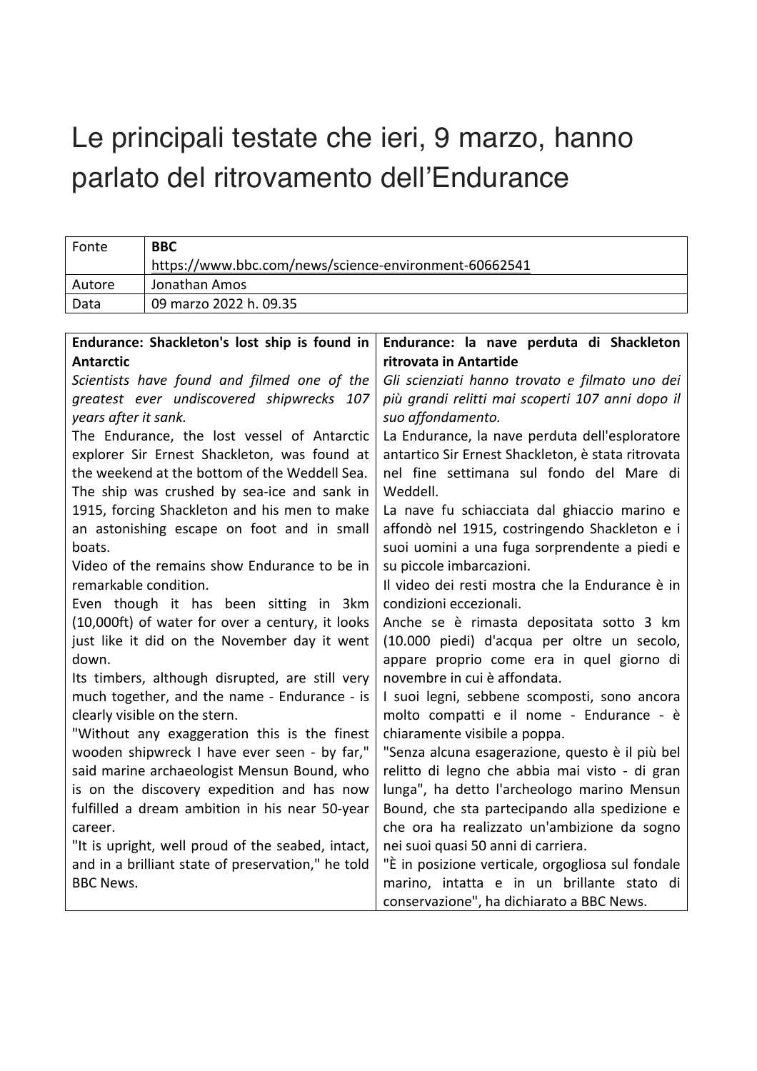# Le principali testate che ieri, 9 marzo, hanno parlato del ritrovamento dell'Endurance

| Fonte | **BBC**<br>https://www.bbc.com/news/science-environment-60662541 |
| --- | --- |
| Autore | Jonathan Amos |
| Data | 09 marzo 2022 h. 09.35 |

| **Endurance: Shackleton's lost ship is found in Antarctic** | **Endurance: la nave perduta di Shackleton ritrovata in Antartide** |
| --- | --- |
| *Scientists have found and filmed one of the greatest ever undiscovered shipwrecks 107 years after it sank.*<br>The Endurance, the lost vessel of Antarctic explorer Sir Ernest Shackleton, was found at the weekend at the bottom of the Weddell Sea.<br>The ship was crushed by sea-ice and sank in 1915, forcing Shackleton and his men to make an astonishing escape on foot and in small boats.<br>Video of the remains show Endurance to be in remarkable condition.<br>Even though it has been sitting in 3km (10,000ft) of water for over a century, it looks just like it did on the November day it went down.<br>Its timbers, although disrupted, are still very much together, and the name - Endurance - is clearly visible on the stern.<br>"Without any exaggeration this is the finest wooden shipwreck I have ever seen - by far," said marine archaeologist Mensun Bound, who is on the discovery expedition and has now fulfilled a dream ambition in his near 50-year career.<br>"It is upright, well proud of the seabed, intact, and in a brilliant state of preservation," he told BBC News. | *Gli scienziati hanno trovato e filmato uno dei più grandi relitti mai scoperti 107 anni dopo il suo affondamento.*<br>La Endurance, la nave perduta dell'esploratore antartico Sir Ernest Shackleton, è stata ritrovata nel fine settimana sul fondo del Mare di Weddell.<br>La nave fu schiacciata dal ghiaccio marino e affondò nel 1915, costringendo Shackleton e i suoi uomini a una fuga sorprendente a piedi e su piccole imbarcazioni.<br>Il video dei resti mostra che la Endurance è in condizioni eccezionali.<br>Anche se è rimasta depositata sotto 3 km (10.000 piedi) d'acqua per oltre un secolo, appare proprio come era in quel giorno di novembre in cui è affondata.<br>I suoi legni, sebbene scomposti, sono ancora molto compatti e il nome - Endurance - è chiaramente visibile a poppa.<br>"Senza alcuna esagerazione, questo è il più bel relitto di legno che abbia mai visto - di gran lunga", ha detto l'archeologo marino Mensun Bound, che sta partecipando alla spedizione e che ora ha realizzato un'ambizione da sogno nei suoi quasi 50 anni di carriera.<br>"È in posizione verticale, orgogliosa sul fondale marino, intatta e in un brillante stato di conservazione", ha dichiarato a BBC News. |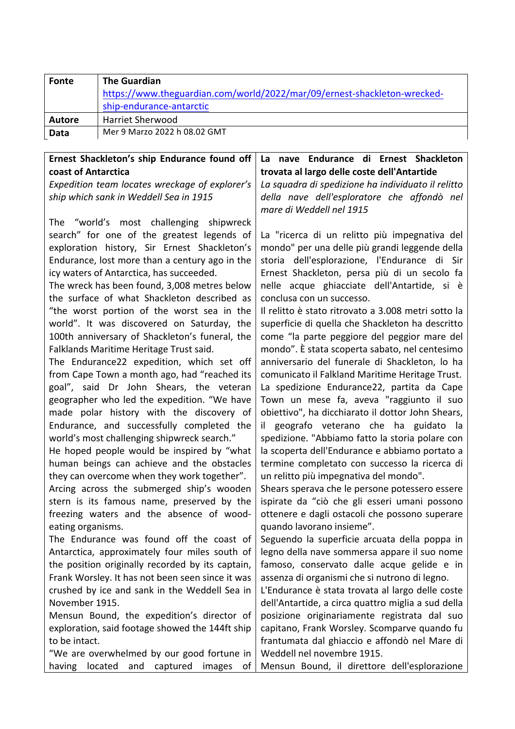| Fonte | **The Guardian**<br>https://www.theguardian.com/world/2022/mar/09/ernest-shackleton-wrecked-ship-endurance-antarctic |
|---|---|
| **Autore** | Harriet Sherwood |
| **Data** | Mer 9 Marzo 2022 h 08.02 GMT |

| **Ernest Shackleton's ship Endurance found off coast of Antarctica** | **La nave Endurance di Ernest Shackleton trovata al largo delle coste dell'Antartide** |
|---|---|
| *Expedition team locates wreckage of explorer's ship which sank in Weddell Sea in 1915* | *La squadra di spedizione ha individuato il relitto della nave dell'esploratore che affondò nel mare di Weddell nel 1915* |
| The "world's most challenging shipwreck search" for one of the greatest legends of exploration history, Sir Ernest Shackleton's Endurance, lost more than a century ago in the icy waters of Antarctica, has succeeded.<br>The wreck has been found, 3,008 metres below the surface of what Shackleton described as "the worst portion of the worst sea in the world". It was discovered on Saturday, the 100th anniversary of Shackleton's funeral, the Falklands Maritime Heritage Trust said.<br>The Endurance22 expedition, which set off from Cape Town a month ago, had "reached its goal", said Dr John Shears, the veteran geographer who led the expedition. "We have made polar history with the discovery of Endurance, and successfully completed the world's most challenging shipwreck search."<br>He hoped people would be inspired by "what human beings can achieve and the obstacles they can overcome when they work together".<br>Arcing across the submerged ship's wooden stern is its famous name, preserved by the freezing waters and the absence of wood-eating organisms.<br>The Endurance was found off the coast of Antarctica, approximately four miles south of the position originally recorded by its captain, Frank Worsley. It has not been seen since it was crushed by ice and sank in the Weddell Sea in November 1915.<br>Mensun Bound, the expedition's director of exploration, said footage showed the 144ft ship to be intact.<br>"We are overwhelmed by our good fortune in having located and captured images of | La "ricerca di un relitto più impegnativa del mondo" per una delle più grandi leggende della storia dell'esplorazione, l'Endurance di Sir Ernest Shackleton, persa più di un secolo fa nelle acque ghiacciate dell'Antartide, si è conclusa con un successo.<br>Il relitto è stato ritrovato a 3.008 metri sotto la superficie di quella che Shackleton ha descritto come "la parte peggiore del peggior mare del mondo". È stata scoperta sabato, nel centesimo anniversario del funerale di Shackleton, lo ha comunicato il Falkland Maritime Heritage Trust.<br>La spedizione Endurance22, partita da Cape Town un mese fa, aveva "raggiunto il suo obiettivo", ha dicchiarato il dottor John Shears, il geografo veterano che ha guidato la spedizione. "Abbiamo fatto la storia polare con la scoperta dell'Endurance e abbiamo portato a termine completato con successo la ricerca di un relitto più impegnativa del mondo".<br>Shears sperava che le persone potessero essere ispirate da "ciò che gli esseri umani possono ottenere e dagli ostacoli che possono superare quando lavorano insieme".<br>Seguendo la superficie arcuata della poppa in legno della nave sommersa appare il suo nome famoso, conservato dalle acque gelide e in assenza di organismi che si nutrono di legno.<br>L'Endurance è stata trovata al largo delle coste dell'Antartide, a circa quattro miglia a sud della posizione originariamente registrata dal suo capitano, Frank Worsley. Scomparve quando fu frantumata dal ghiaccio e affondò nel Mare di Weddell nel novembre 1915.<br>Mensun Bound, il direttore dell'esplorazione |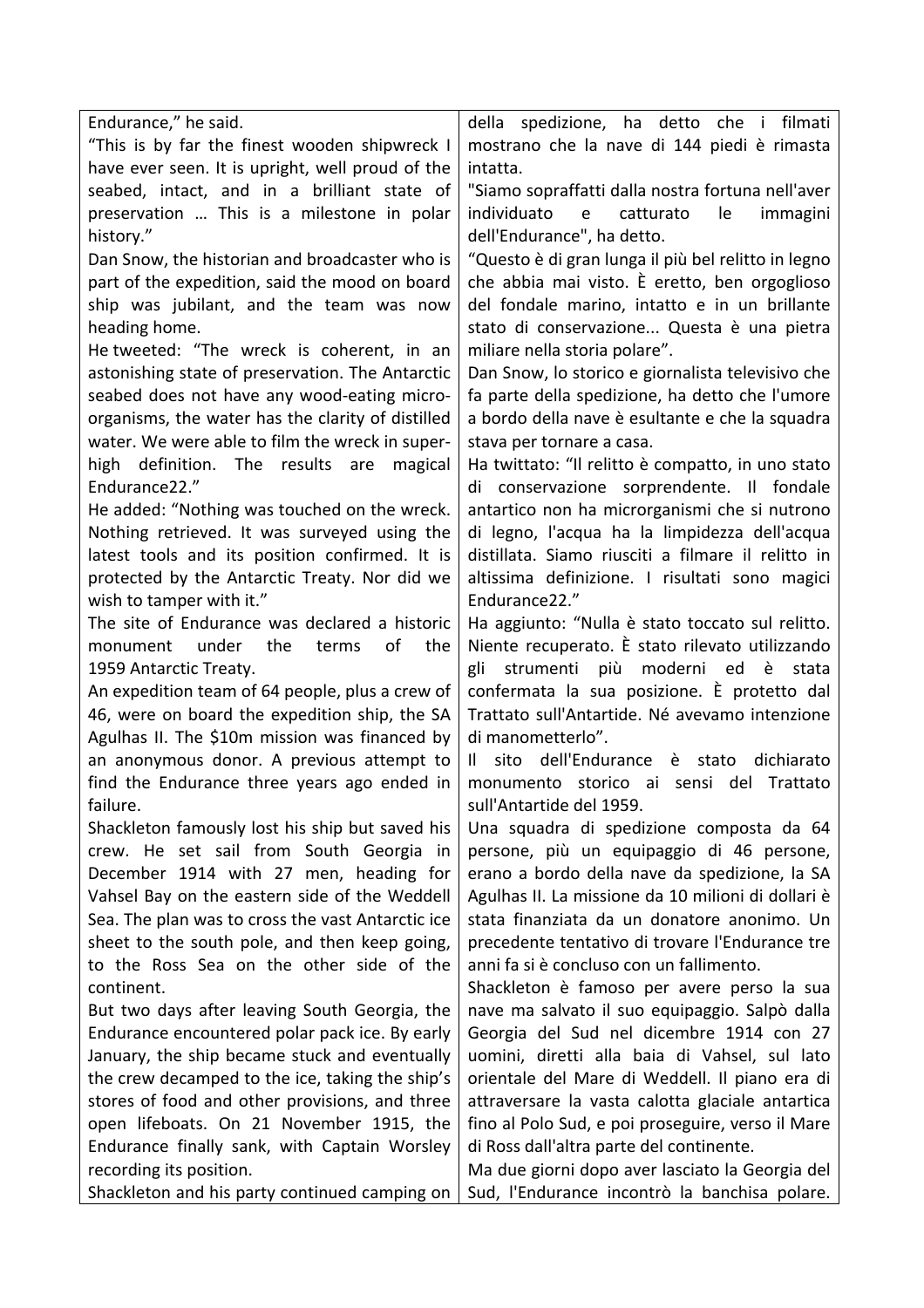Endurance," he said.

"This is by far the finest wooden shipwreck I have ever seen. It is upright, well proud of the seabed, intact, and in a brilliant state of preservation … This is a milestone in polar history."

Dan Snow, the historian and broadcaster who is part of the expedition, said the mood on board ship was jubilant, and the team was now heading home.

He tweeted: "The wreck is coherent, in an astonishing state of preservation. The Antarctic seabed does not have any wood-eating micro-organisms, the water has the clarity of distilled water. We were able to film the wreck in super-high definition. The results are magical Endurance22."

He added: "Nothing was touched on the wreck. Nothing retrieved. It was surveyed using the latest tools and its position confirmed. It is protected by the Antarctic Treaty. Nor did we wish to tamper with it."

The site of Endurance was declared a historic monument under the terms of the 1959 Antarctic Treaty.

An expedition team of 64 people, plus a crew of 46, were on board the expedition ship, the SA Agulhas II. The $10m mission was financed by an anonymous donor. A previous attempt to find the Endurance three years ago ended in failure.

Shackleton famously lost his ship but saved his crew. He set sail from South Georgia in December 1914 with 27 men, heading for Vahsel Bay on the eastern side of the Weddell Sea. The plan was to cross the vast Antarctic ice sheet to the south pole, and then keep going, to the Ross Sea on the other side of the continent.

But two days after leaving South Georgia, the Endurance encountered polar pack ice. By early January, the ship became stuck and eventually the crew decamped to the ice, taking the ship's stores of food and other provisions, and three open lifeboats. On 21 November 1915, the Endurance finally sank, with Captain Worsley recording its position.

Shackleton and his party continued camping on

della spedizione, ha detto che i filmati mostrano che la nave di 144 piedi è rimasta intatta.

"Siamo sopraffatti dalla nostra fortuna nell'aver individuato e catturato le immagini dell'Endurance", ha detto.

"Questo è di gran lunga il più bel relitto in legno che abbia mai visto. È eretto, ben orgoglioso del fondale marino, intatto e in un brillante stato di conservazione... Questa è una pietra miliare nella storia polare".

Dan Snow, lo storico e giornalista televisivo che fa parte della spedizione, ha detto che l'umore a bordo della nave è esultante e che la squadra stava per tornare a casa.

Ha twittato: "Il relitto è compatto, in uno stato di conservazione sorprendente. Il fondale antartico non ha microrganismi che si nutrono di legno, l'acqua ha la limpidezza dell'acqua distillata. Siamo riusciti a filmare il relitto in altissima definizione. I risultati sono magici Endurance22."

Ha aggiunto: "Nulla è stato toccato sul relitto. Niente recuperato. È stato rilevato utilizzando gli strumenti più moderni ed è stata confermata la sua posizione. È protetto dal Trattato sull'Antartide. Né avevamo intenzione di manometterlo".

Il sito dell'Endurance è stato dichiarato monumento storico ai sensi del Trattato sull'Antartide del 1959.

Una squadra di spedizione composta da 64 persone, più un equipaggio di 46 persone, erano a bordo della nave da spedizione, la SA Agulhas II. La missione da 10 milioni di dollari è stata finanziata da un donatore anonimo. Un precedente tentativo di trovare l'Endurance tre anni fa si è concluso con un fallimento.

Shackleton è famoso per avere perso la sua nave ma salvato il suo equipaggio. Salpò dalla Georgia del Sud nel dicembre 1914 con 27 uomini, diretti alla baia di Vahsel, sul lato orientale del Mare di Weddell. Il piano era di attraversare la vasta calotta glaciale antartica fino al Polo Sud, e poi proseguire, verso il Mare di Ross dall'altra parte del continente.

Ma due giorni dopo aver lasciato la Georgia del Sud, l'Endurance incontrò la banchisa polare.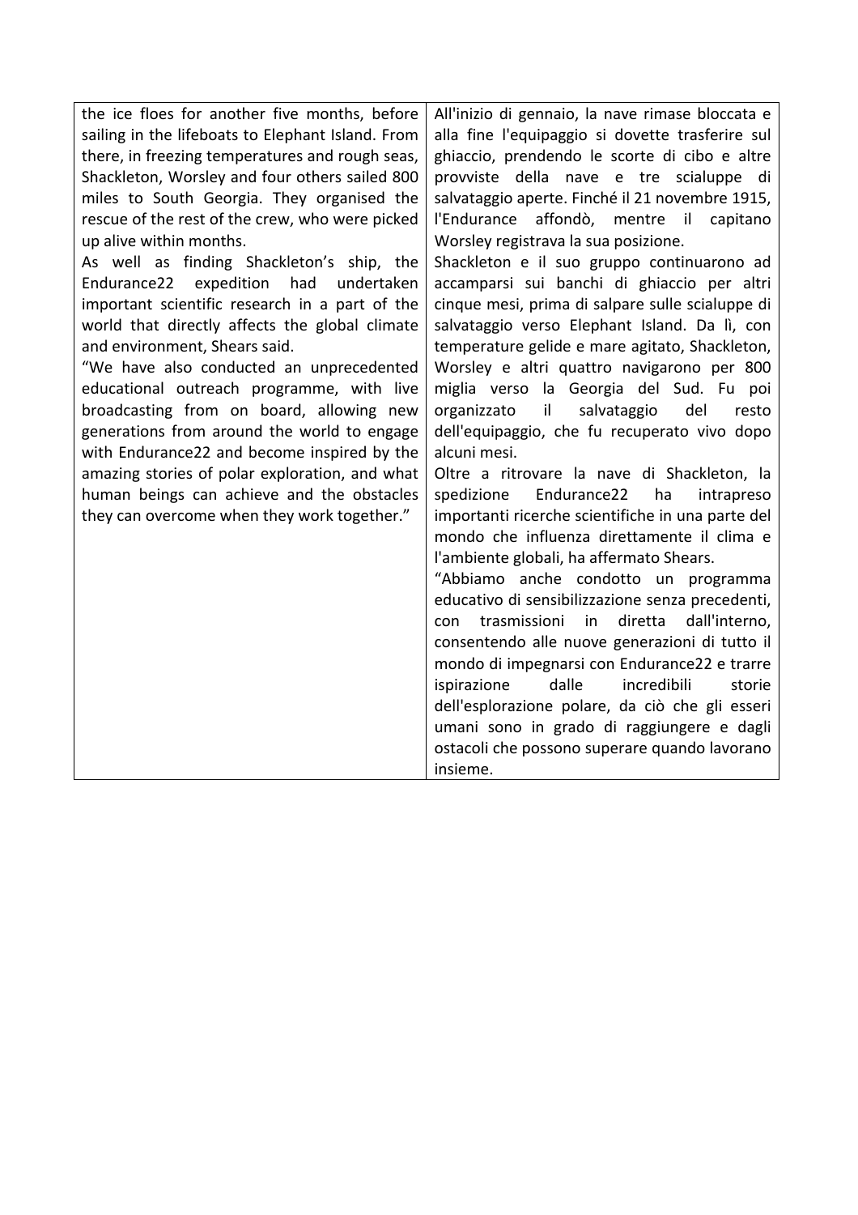| | |
|---|---|
| the ice floes for another five months, before sailing in the lifeboats to Elephant Island. From there, in freezing temperatures and rough seas, Shackleton, Worsley and four others sailed 800 miles to South Georgia. They organised the rescue of the rest of the crew, who were picked up alive within months.<br>As well as finding Shackleton's ship, the Endurance22 expedition had undertaken important scientific research in a part of the world that directly affects the global climate and environment, Shears said.<br>"We have also conducted an unprecedented educational outreach programme, with live broadcasting from on board, allowing new generations from around the world to engage with Endurance22 and become inspired by the amazing stories of polar exploration, and what human beings can achieve and the obstacles they can overcome when they work together." | All'inizio di gennaio, la nave rimase bloccata e alla fine l'equipaggio si dovette trasferire sul ghiaccio, prendendo le scorte di cibo e altre provviste della nave e tre scialuppe di salvataggio aperte. Finché il 21 novembre 1915, l'Endurance affondò, mentre il capitano Worsley registrava la sua posizione.<br>Shackleton e il suo gruppo continuarono ad accamparsi sui banchi di ghiaccio per altri cinque mesi, prima di salpare sulle scialuppe di salvataggio verso Elephant Island. Da lì, con temperature gelide e mare agitato, Shackleton, Worsley e altri quattro navigarono per 800 miglia verso la Georgia del Sud. Fu poi organizzato il salvataggio del resto dell'equipaggio, che fu recuperato vivo dopo alcuni mesi.<br>Oltre a ritrovare la nave di Shackleton, la spedizione Endurance22 ha intrapreso importanti ricerche scientifiche in una parte del mondo che influenza direttamente il clima e l'ambiente globali, ha affermato Shears.<br>"Abbiamo anche condotto un programma educativo di sensibilizzazione senza precedenti, con trasmissioni in diretta dall'interno, consentendo alle nuove generazioni di tutto il mondo di impegnarsi con Endurance22 e trarre ispirazione dalle incredibili storie dell'esplorazione polare, da ciò che gli esseri umani sono in grado di raggiungere e dagli ostacoli che possono superare quando lavorano insieme. |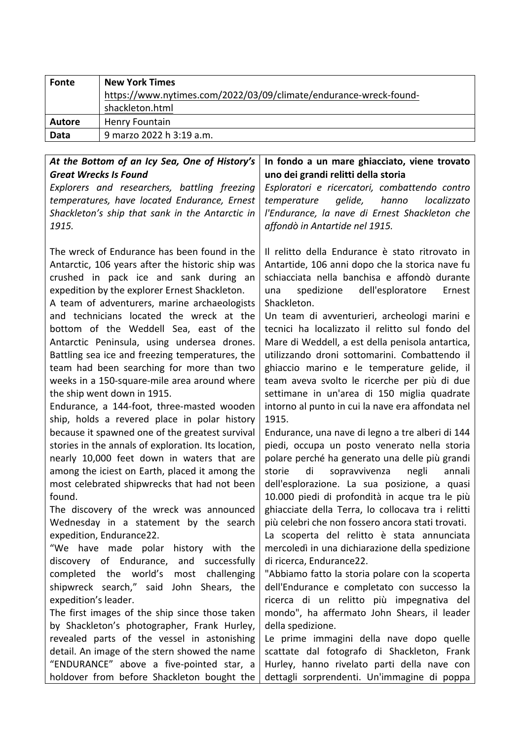| Fonte | **New York Times**<br>https://www.nytimes.com/2022/03/09/climate/endurance-wreck-found-shackleton.html |
|---|---|
| **Autore** | Henry Fountain |
| **Data** | 9 marzo 2022 h 3:19 a.m. |

| ***At the Bottom of an Icy Sea, One of History's Great Wrecks Is Found***<br>*Explorers and researchers, battling freezing temperatures, have located Endurance, Ernest Shackleton's ship that sank in the Antarctic in 1915.* | **In fondo a un mare ghiacciato, viene trovato uno dei grandi relitti della storia**<br>*Esploratori e ricercatori, combattendo contro temperature gelide, hanno localizzato l'Endurance, la nave di Ernest Shackleton che affondò in Antartide nel 1915.* |
|---|---|
| The wreck of Endurance has been found in the Antarctic, 106 years after the historic ship was crushed in pack ice and sank during an expedition by the explorer Ernest Shackleton.<br>A team of adventurers, marine archaeologists and technicians located the wreck at the bottom of the Weddell Sea, east of the Antarctic Peninsula, using undersea drones. Battling sea ice and freezing temperatures, the team had been searching for more than two weeks in a 150-square-mile area around where the ship went down in 1915.<br>Endurance, a 144-foot, three-masted wooden ship, holds a revered place in polar history because it spawned one of the greatest survival stories in the annals of exploration. Its location, nearly 10,000 feet down in waters that are among the iciest on Earth, placed it among the most celebrated shipwrecks that had not been found.<br>The discovery of the wreck was announced Wednesday in a statement by the search expedition, Endurance22.<br>"We have made polar history with the discovery of Endurance, and successfully completed the world's most challenging shipwreck search," said John Shears, the expedition's leader.<br>The first images of the ship since those taken by Shackleton's photographer, Frank Hurley, revealed parts of the vessel in astonishing detail. An image of the stern showed the name "ENDURANCE" above a five-pointed star, a holdover from before Shackleton bought the | Il relitto della Endurance è stato ritrovato in Antartide, 106 anni dopo che la storica nave fu schiacciata nella banchisa e affondò durante una spedizione dell'esploratore Ernest Shackleton.<br>Un team di avventurieri, archeologi marini e tecnici ha localizzato il relitto sul fondo del Mare di Weddell, a est della penisola antartica, utilizzando droni sottomarini. Combattendo il ghiaccio marino e le temperature gelide, il team aveva svolto le ricerche per più di due settimane in un'area di 150 miglia quadrate intorno al punto in cui la nave era affondata nel 1915.<br>Endurance, una nave di legno a tre alberi di 144 piedi, occupa un posto venerato nella storia polare perché ha generato una delle più grandi storie di sopravvivenza negli annali dell'esplorazione. La sua posizione, a quasi 10.000 piedi di profondità in acque tra le più ghiacciate della Terra, lo collocava tra i relitti più celebri che non fossero ancora stati trovati.<br>La scoperta del relitto è stata annunciata mercoledì in una dichiarazione della spedizione di ricerca, Endurance22.<br>"Abbiamo fatto la storia polare con la scoperta dell'Endurance e completato con successo la ricerca di un relitto più impegnativa del mondo", ha affermato John Shears, il leader della spedizione.<br>Le prime immagini della nave dopo quelle scattate dal fotografo di Shackleton, Frank Hurley, hanno rivelato parti della nave con dettagli sorprendenti. Un'immagine di poppa |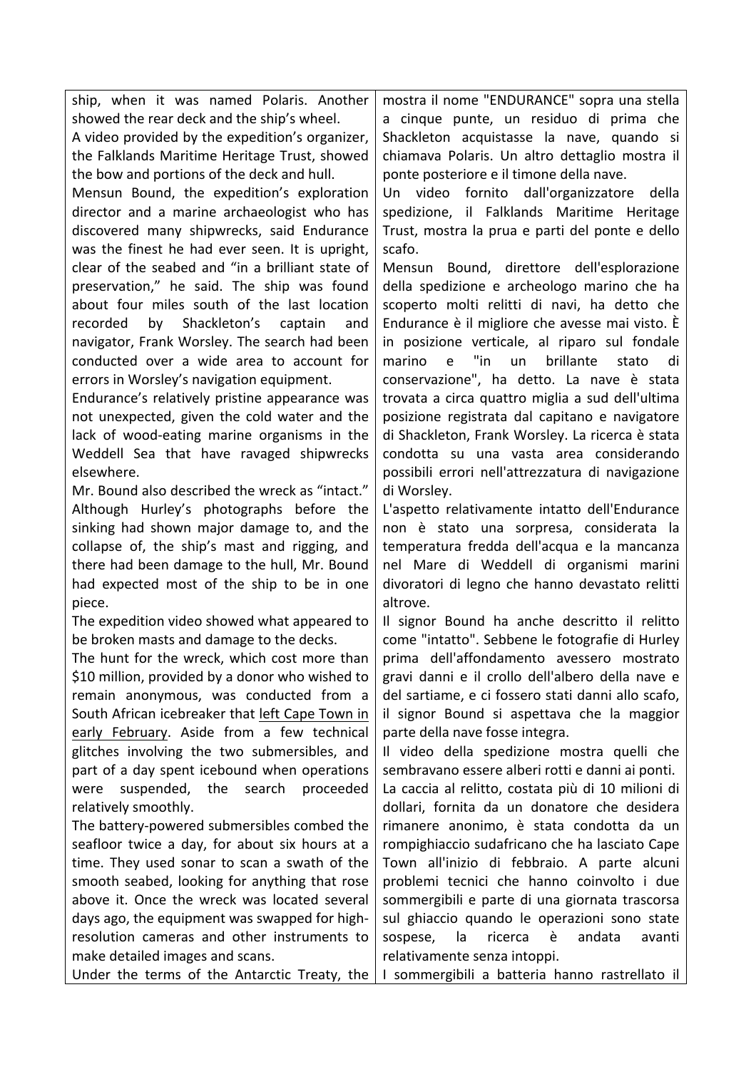ship, when it was named Polaris. Another showed the rear deck and the ship's wheel.

A video provided by the expedition's organizer, the Falklands Maritime Heritage Trust, showed the bow and portions of the deck and hull.

Mensun Bound, the expedition's exploration director and a marine archaeologist who has discovered many shipwrecks, said Endurance was the finest he had ever seen. It is upright, clear of the seabed and "in a brilliant state of preservation," he said. The ship was found about four miles south of the last location recorded by Shackleton's captain and navigator, Frank Worsley. The search had been conducted over a wide area to account for errors in Worsley's navigation equipment.

Endurance's relatively pristine appearance was not unexpected, given the cold water and the lack of wood-eating marine organisms in the Weddell Sea that have ravaged shipwrecks elsewhere.

Mr. Bound also described the wreck as "intact." Although Hurley's photographs before the sinking had shown major damage to, and the collapse of, the ship's mast and rigging, and there had been damage to the hull, Mr. Bound had expected most of the ship to be in one piece.

The expedition video showed what appeared to be broken masts and damage to the decks.

The hunt for the wreck, which cost more than $10 million, provided by a donor who wished to remain anonymous, was conducted from a South African icebreaker that left Cape Town in early February. Aside from a few technical glitches involving the two submersibles, and part of a day spent icebound when operations were suspended, the search proceeded relatively smoothly.

The battery-powered submersibles combed the seafloor twice a day, for about six hours at a time. They used sonar to scan a swath of the smooth seabed, looking for anything that rose above it. Once the wreck was located several days ago, the equipment was swapped for high-resolution cameras and other instruments to make detailed images and scans.

Under the terms of the Antarctic Treaty, the

mostra il nome "ENDURANCE" sopra una stella a cinque punte, un residuo di prima che Shackleton acquistasse la nave, quando si chiamava Polaris. Un altro dettaglio mostra il ponte posteriore e il timone della nave.

Un video fornito dall'organizzatore della spedizione, il Falklands Maritime Heritage Trust, mostra la prua e parti del ponte e dello scafo.

Mensun Bound, direttore dell'esplorazione della spedizione e archeologo marino che ha scoperto molti relitti di navi, ha detto che Endurance è il migliore che avesse mai visto. È in posizione verticale, al riparo sul fondale marino e "in un brillante stato di conservazione", ha detto. La nave è stata trovata a circa quattro miglia a sud dell'ultima posizione registrata dal capitano e navigatore di Shackleton, Frank Worsley. La ricerca è stata condotta su una vasta area considerando possibili errori nell'attrezzatura di navigazione di Worsley.

L'aspetto relativamente intatto dell'Endurance non è stato una sorpresa, considerata la temperatura fredda dell'acqua e la mancanza nel Mare di Weddell di organismi marini divoratori di legno che hanno devastato relitti altrove.

Il signor Bound ha anche descritto il relitto come "intatto". Sebbene le fotografie di Hurley prima dell'affondamento avessero mostrato gravi danni e il crollo dell'albero della nave e del sartiame, e ci fossero stati danni allo scafo, il signor Bound si aspettava che la maggior parte della nave fosse integra.

Il video della spedizione mostra quelli che sembravano essere alberi rotti e danni ai ponti.

La caccia al relitto, costata più di 10 milioni di dollari, fornita da un donatore che desidera rimanere anonimo, è stata condotta da un rompighiaccio sudafricano che ha lasciato Cape Town all'inizio di febbraio. A parte alcuni problemi tecnici che hanno coinvolto i due sommergibili e parte di una giornata trascorsa sul ghiaccio quando le operazioni sono state sospese, la ricerca è andata avanti relativamente senza intoppi.

I sommergibili a batteria hanno rastrellato il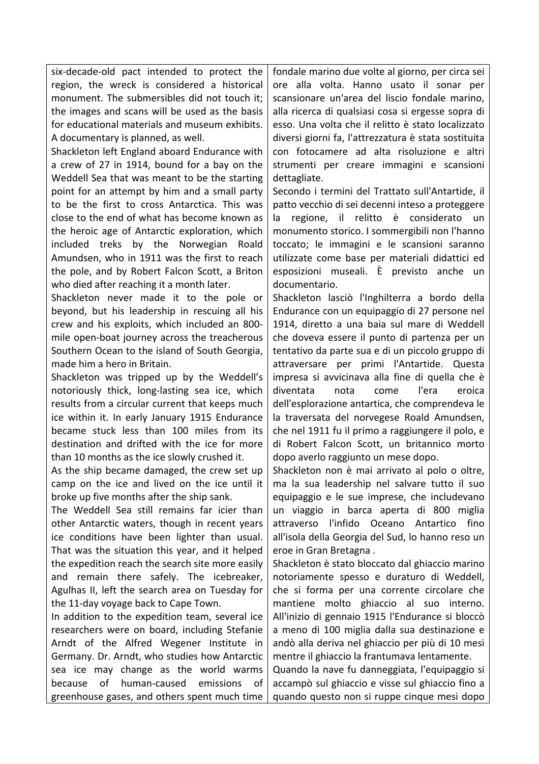six-decade-old pact intended to protect the region, the wreck is considered a historical monument. The submersibles did not touch it; the images and scans will be used as the basis for educational materials and museum exhibits. A documentary is planned, as well.

Shackleton left England aboard Endurance with a crew of 27 in 1914, bound for a bay on the Weddell Sea that was meant to be the starting point for an attempt by him and a small party to be the first to cross Antarctica. This was close to the end of what has become known as the heroic age of Antarctic exploration, which included treks by the Norwegian Roald Amundsen, who in 1911 was the first to reach the pole, and by Robert Falcon Scott, a Briton who died after reaching it a month later.

Shackleton never made it to the pole or beyond, but his leadership in rescuing all his crew and his exploits, which included an 800-mile open-boat journey across the treacherous Southern Ocean to the island of South Georgia, made him a hero in Britain.

Shackleton was tripped up by the Weddell's notoriously thick, long-lasting sea ice, which results from a circular current that keeps much ice within it. In early January 1915 Endurance became stuck less than 100 miles from its destination and drifted with the ice for more than 10 months as the ice slowly crushed it.

As the ship became damaged, the crew set up camp on the ice and lived on the ice until it broke up five months after the ship sank.

The Weddell Sea still remains far icier than other Antarctic waters, though in recent years ice conditions have been lighter than usual. That was the situation this year, and it helped the expedition reach the search site more easily and remain there safely. The icebreaker, Agulhas II, left the search area on Tuesday for the 11-day voyage back to Cape Town.

In addition to the expedition team, several ice researchers were on board, including Stefanie Arndt of the Alfred Wegener Institute in Germany. Dr. Arndt, who studies how Antarctic sea ice may change as the world warms because of human-caused emissions of greenhouse gases, and others spent much time

fondale marino due volte al giorno, per circa sei ore alla volta. Hanno usato il sonar per scansionare un'area del liscio fondale marino, alla ricerca di qualsiasi cosa si ergesse sopra di esso. Una volta che il relitto è stato localizzato diversi giorni fa, l'attrezzatura è stata sostituita con fotocamere ad alta risoluzione e altri strumenti per creare immagini e scansioni dettagliate.

Secondo i termini del Trattato sull'Antartide, il patto vecchio di sei decenni inteso a proteggere la regione, il relitto è considerato un monumento storico. I sommergibili non l'hanno toccato; le immagini e le scansioni saranno utilizzate come base per materiali didattici ed esposizioni museali. È previsto anche un documentario.

Shackleton lasciò l'Inghilterra a bordo della Endurance con un equipaggio di 27 persone nel 1914, diretto a una baia sul mare di Weddell che doveva essere il punto di partenza per un tentativo da parte sua e di un piccolo gruppo di attraversare per primi l'Antartide. Questa impresa si avvicinava alla fine di quella che è diventata nota come l'era eroica dell'esplorazione antartica, che comprendeva le la traversata del norvegese Roald Amundsen, che nel 1911 fu il primo a raggiungere il polo, e di Robert Falcon Scott, un britannico morto dopo averlo raggiunto un mese dopo.

Shackleton non è mai arrivato al polo o oltre, ma la sua leadership nel salvare tutto il suo equipaggio e le sue imprese, che includevano un viaggio in barca aperta di 800 miglia attraverso l'infido Oceano Antartico fino all'isola della Georgia del Sud, lo hanno reso un eroe in Gran Bretagna .

Shackleton è stato bloccato dal ghiaccio marino notoriamente spesso e duraturo di Weddell, che si forma per una corrente circolare che mantiene molto ghiaccio al suo interno. All'inizio di gennaio 1915 l'Endurance si bloccò a meno di 100 miglia dalla sua destinazione e andò alla deriva nel ghiaccio per più di 10 mesi mentre il ghiaccio la frantumava lentamente.

Quando la nave fu danneggiata, l'equipaggio si accampò sul ghiaccio e visse sul ghiaccio fino a quando questo non si ruppe cinque mesi dopo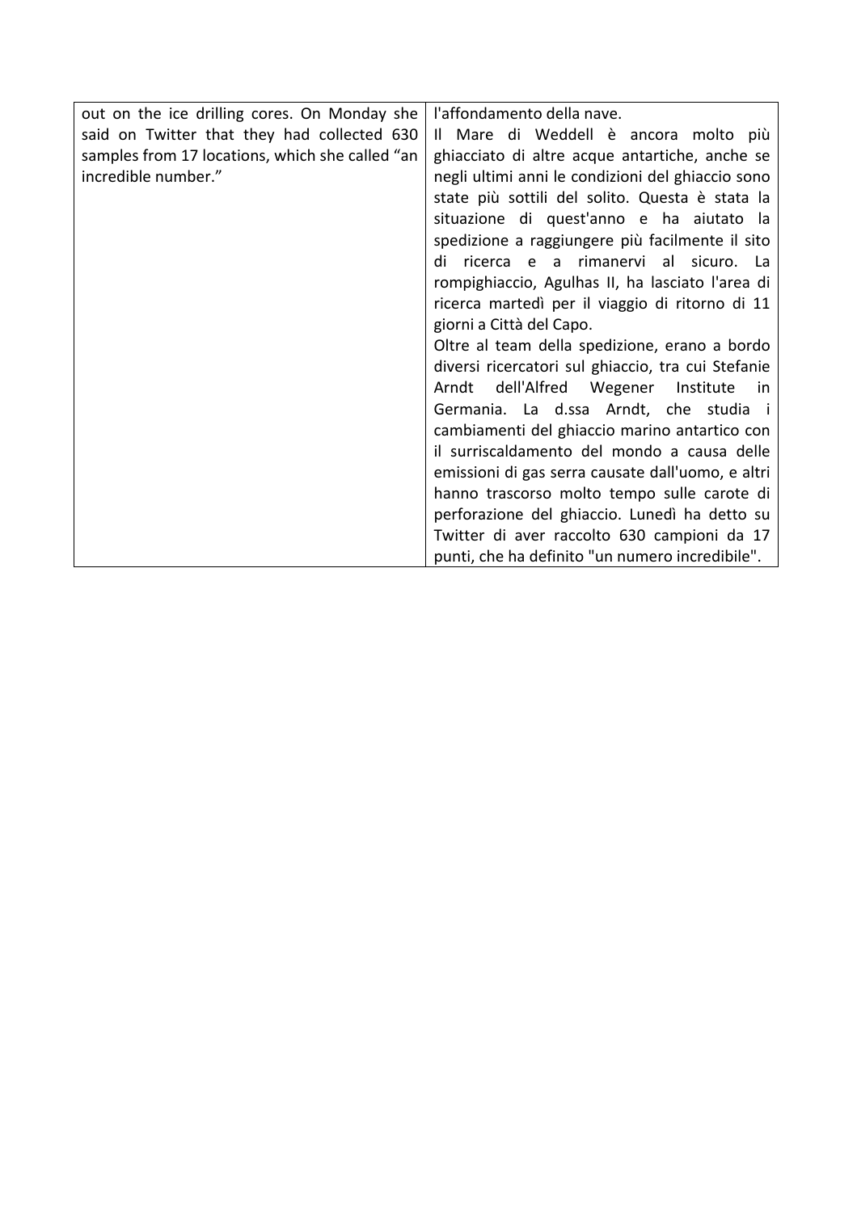| | |
|---|---|
| out on the ice drilling cores. On Monday she said on Twitter that they had collected 630 samples from 17 locations, which she called "an incredible number." | l'affondamento della nave.<br>Il Mare di Weddell è ancora molto più ghiacciato di altre acque antartiche, anche se negli ultimi anni le condizioni del ghiaccio sono state più sottili del solito. Questa è stata la situazione di quest'anno e ha aiutato la spedizione a raggiungere più facilmente il sito di ricerca e a rimanervi al sicuro. La rompighiaccio, Agulhas II, ha lasciato l'area di ricerca martedì per il viaggio di ritorno di 11 giorni a Città del Capo.<br>Oltre al team della spedizione, erano a bordo diversi ricercatori sul ghiaccio, tra cui Stefanie Arndt dell'Alfred Wegener Institute in Germania. La d.ssa Arndt, che studia i cambiamenti del ghiaccio marino antartico con il surriscaldamento del mondo a causa delle emissioni di gas serra causate dall'uomo, e altri hanno trascorso molto tempo sulle carote di perforazione del ghiaccio. Lunedì ha detto su Twitter di aver raccolto 630 campioni da 17 punti, che ha definito "un numero incredibile". |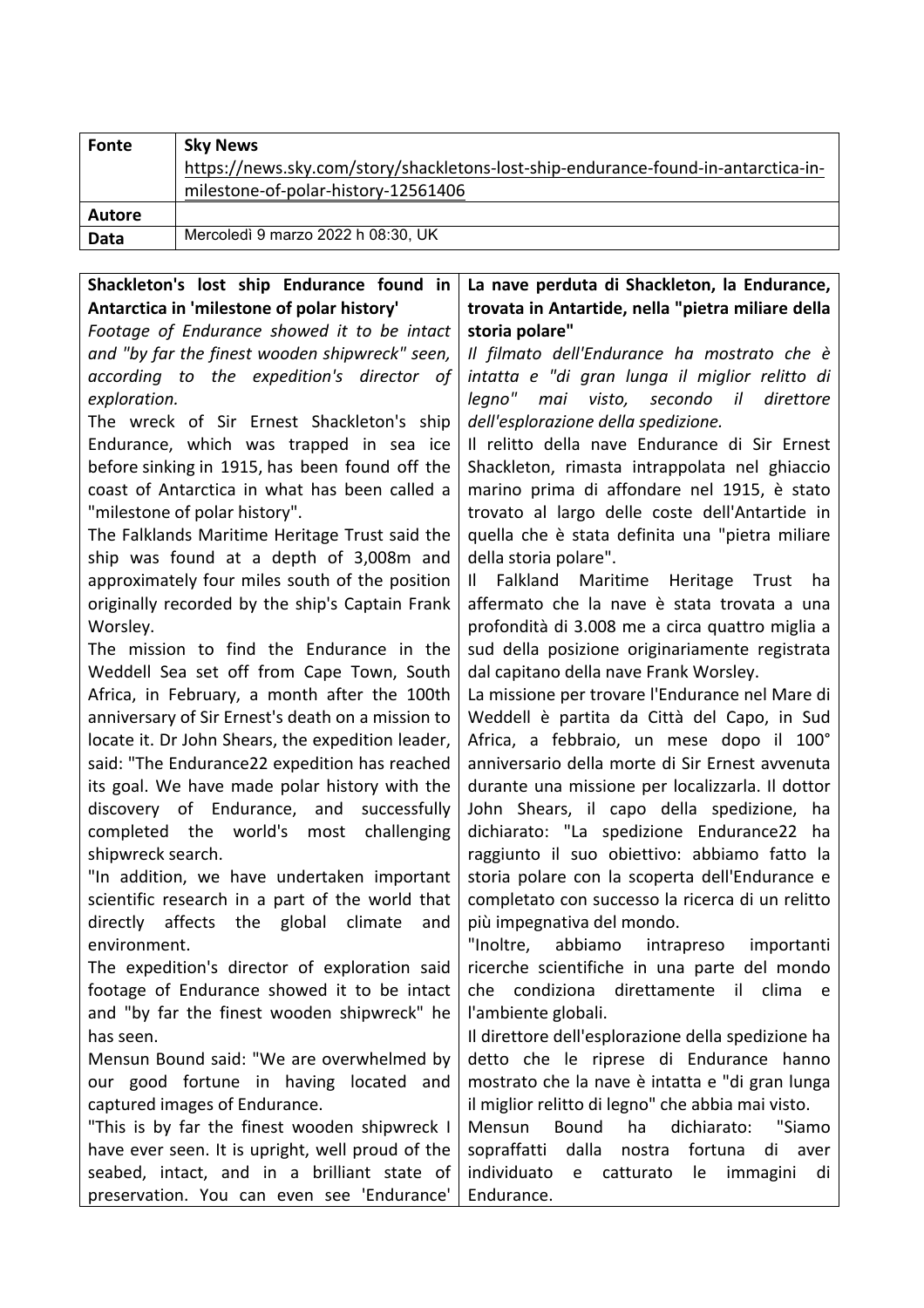| Fonte | **Sky News** https://news.sky.com/story/shackletons-lost-ship-endurance-found-in-antarctica-in-milestone-of-polar-history-12561406 |
|---|---|
| **Autore** | |
| **Data** | Mercoledì 9 marzo 2022 h 08:30, UK |

| **Shackleton's lost ship Endurance found in Antarctica in 'milestone of polar history'** | **La nave perduta di Shackleton, la Endurance, trovata in Antartide, nella "pietra miliare della storia polare"** |
|---|---|
| *Footage of Endurance showed it to be intact and "by far the finest wooden shipwreck" seen, according to the expedition's director of exploration.* | *Il filmato dell'Endurance ha mostrato che è intatta e "di gran lunga il miglior relitto di legno" mai visto, secondo il direttore dell'esplorazione della spedizione.* |
| The wreck of Sir Ernest Shackleton's ship Endurance, which was trapped in sea ice before sinking in 1915, has been found off the coast of Antarctica in what has been called a "milestone of polar history". | Il relitto della nave Endurance di Sir Ernest Shackleton, rimasta intrappolata nel ghiaccio marino prima di affondare nel 1915, è stato trovato al largo delle coste dell'Antartide in quella che è stata definita una "pietra miliare della storia polare". |
| The Falklands Maritime Heritage Trust said the ship was found at a depth of 3,008m and approximately four miles south of the position originally recorded by the ship's Captain Frank Worsley. | Il Falkland Maritime Heritage Trust ha affermato che la nave è stata trovata a una profondità di 3.008 me a circa quattro miglia a sud della posizione originariamente registrata dal capitano della nave Frank Worsley. |
| The mission to find the Endurance in the Weddell Sea set off from Cape Town, South Africa, in February, a month after the 100th anniversary of Sir Ernest's death on a mission to locate it. Dr John Shears, the expedition leader, said: "The Endurance22 expedition has reached its goal. We have made polar history with the discovery of Endurance, and successfully completed the world's most challenging shipwreck search. | La missione per trovare l'Endurance nel Mare di Weddell è partita da Città del Capo, in Sud Africa, a febbraio, un mese dopo il 100° anniversario della morte di Sir Ernest avvenuta durante una missione per localizzarla. Il dottor John Shears, il capo della spedizione, ha dichiarato: "La spedizione Endurance22 ha raggiunto il suo obiettivo: abbiamo fatto la storia polare con la scoperta dell'Endurance e completato con successo la ricerca di un relitto più impegnativa del mondo. |
| "In addition, we have undertaken important scientific research in a part of the world that directly affects the global climate and environment. | "Inoltre, abbiamo intrapreso importanti ricerche scientifiche in una parte del mondo che condiziona direttamente il clima e l'ambiente globali. |
| The expedition's director of exploration said footage of Endurance showed it to be intact and "by far the finest wooden shipwreck" he has seen. | Il direttore dell'esplorazione della spedizione ha detto che le riprese di Endurance hanno mostrato che la nave è intatta e "di gran lunga il miglior relitto di legno" che abbia mai visto. |
| Mensun Bound said: "We are overwhelmed by our good fortune in having located and captured images of Endurance. | Mensun Bound ha dichiarato: "Siamo sopraffatti dalla nostra fortuna di aver individuato e catturato le immagini di Endurance. |
| "This is by far the finest wooden shipwreck I have ever seen. It is upright, well proud of the seabed, intact, and in a brilliant state of preservation. You can even see 'Endurance' | |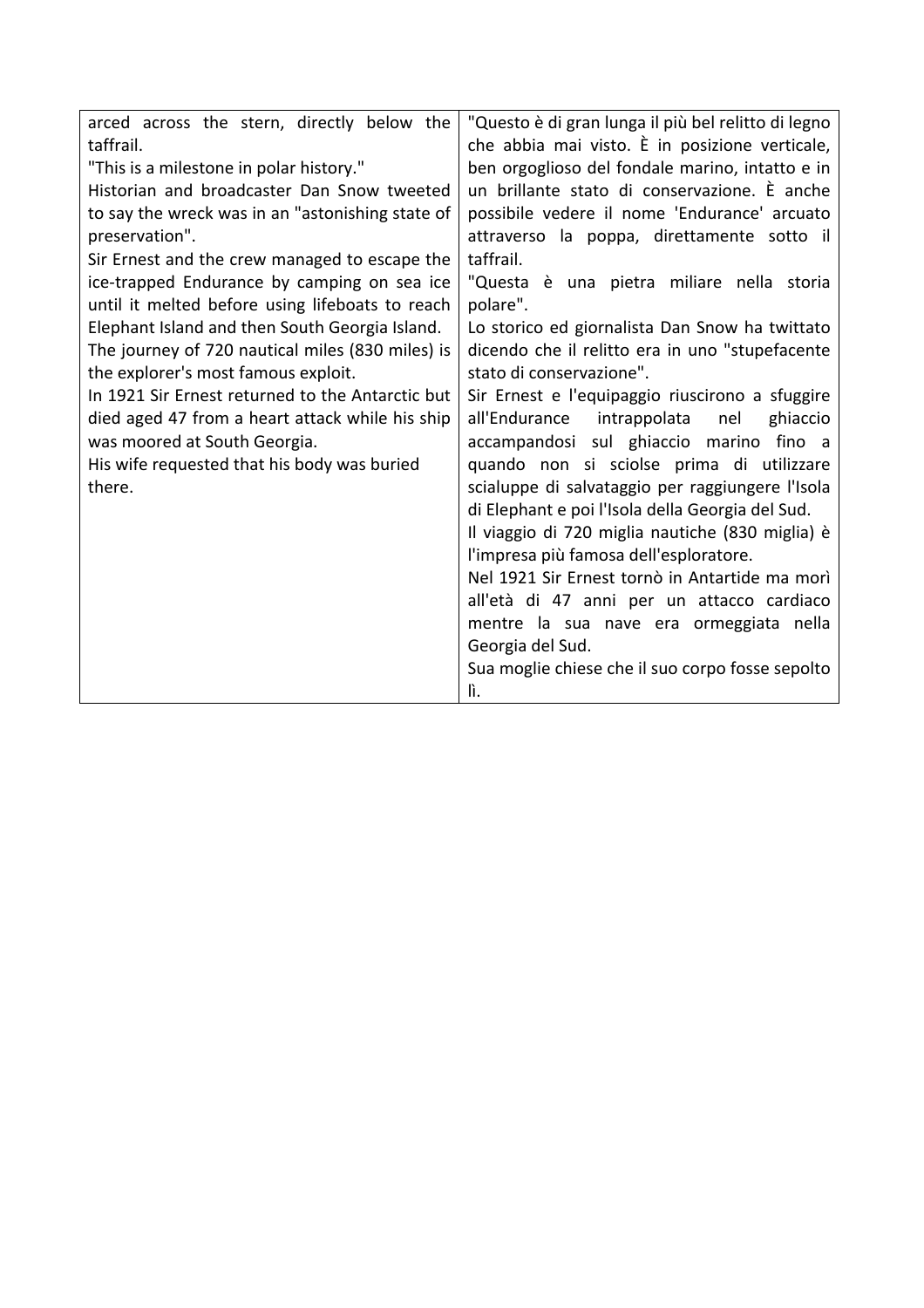| arced across the stern, directly below the taffrail.<br>"This is a milestone in polar history."<br>Historian and broadcaster Dan Snow tweeted to say the wreck was in an "astonishing state of preservation".<br>Sir Ernest and the crew managed to escape the ice-trapped Endurance by camping on sea ice until it melted before using lifeboats to reach Elephant Island and then South Georgia Island.<br>The journey of 720 nautical miles (830 miles) is the explorer's most famous exploit.<br>In 1921 Sir Ernest returned to the Antarctic but died aged 47 from a heart attack while his ship was moored at South Georgia.<br>His wife requested that his body was buried there. | "Questo è di gran lunga il più bel relitto di legno che abbia mai visto. È in posizione verticale, ben orgoglioso del fondale marino, intatto e in un brillante stato di conservazione. È anche possibile vedere il nome 'Endurance' arcuato attraverso la poppa, direttamente sotto il taffrail.<br>"Questa è una pietra miliare nella storia polare".<br>Lo storico ed giornalista Dan Snow ha twittato dicendo che il relitto era in uno "stupefacente stato di conservazione".<br>Sir Ernest e l'equipaggio riuscirono a sfuggire all'Endurance intrappolata nel ghiaccio accampandosi sul ghiaccio marino fino a quando non si sciolse prima di utilizzare scialuppe di salvataggio per raggiungere l'Isola di Elephant e poi l'Isola della Georgia del Sud.<br>Il viaggio di 720 miglia nautiche (830 miglia) è l'impresa più famosa dell'esploratore.<br>Nel 1921 Sir Ernest tornò in Antartide ma morì all'età di 47 anni per un attacco cardiaco mentre la sua nave era ormeggiata nella Georgia del Sud.<br>Sua moglie chiese che il suo corpo fosse sepolto lì. |
|---|---|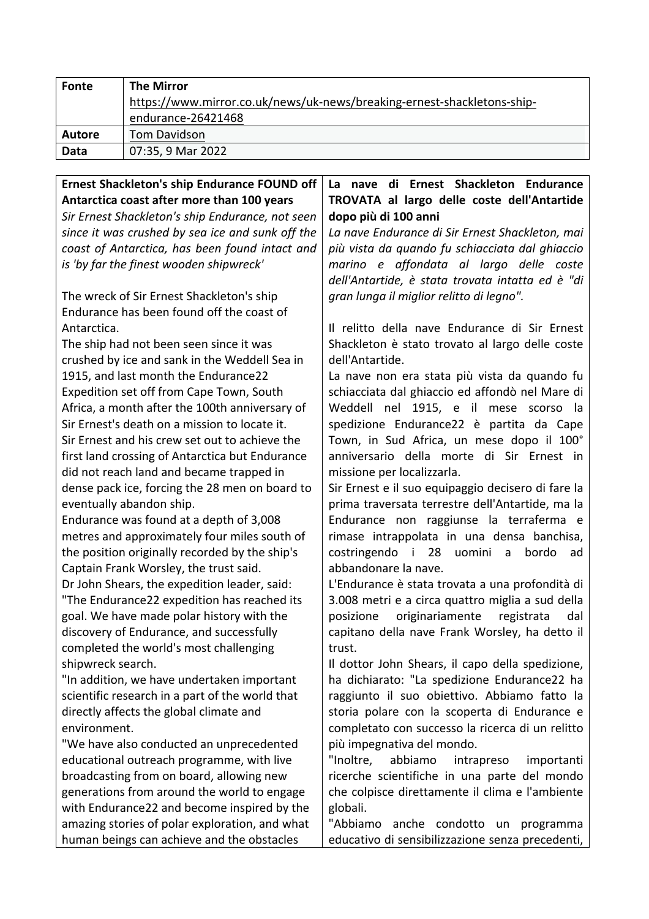| Fonte | **The Mirror**<br>https://www.mirror.co.uk/news/uk-news/breaking-ernest-shackletons-ship-endurance-26421468 |
|---|---|
| **Autore** | Tom Davidson |
| **Data** | 07:35, 9 Mar 2022 |

| **Ernest Shackleton's ship Endurance FOUND off Antarctica coast after more than 100 years**<br>*Sir Ernest Shackleton's ship Endurance, not seen since it was crushed by sea ice and sunk off the coast of Antarctica, has been found intact and is 'by far the finest wooden shipwreck'*<br><br>The wreck of Sir Ernest Shackleton's ship Endurance has been found off the coast of Antarctica.<br>The ship had not been seen since it was crushed by ice and sank in the Weddell Sea in 1915, and last month the Endurance22 Expedition set off from Cape Town, South Africa, a month after the 100th anniversary of Sir Ernest's death on a mission to locate it.<br>Sir Ernest and his crew set out to achieve the first land crossing of Antarctica but Endurance did not reach land and became trapped in dense pack ice, forcing the 28 men on board to eventually abandon ship.<br>Endurance was found at a depth of 3,008 metres and approximately four miles south of the position originally recorded by the ship's Captain Frank Worsley, the trust said.<br>Dr John Shears, the expedition leader, said: "The Endurance22 expedition has reached its goal. We have made polar history with the discovery of Endurance, and successfully completed the world's most challenging shipwreck search.<br>"In addition, we have undertaken important scientific research in a part of the world that directly affects the global climate and environment.<br>"We have also conducted an unprecedented educational outreach programme, with live broadcasting from on board, allowing new generations from around the world to engage with Endurance22 and become inspired by the amazing stories of polar exploration, and what human beings can achieve and the obstacles | **La nave di Ernest Shackleton Endurance TROVATA al largo delle coste dell'Antartide dopo più di 100 anni**<br>*La nave Endurance di Sir Ernest Shackleton, mai più vista da quando fu schiacciata dal ghiaccio marino e affondata al largo delle coste dell'Antartide, è stata trovata intatta ed è "di gran lunga il miglior relitto di legno".*<br><br>Il relitto della nave Endurance di Sir Ernest Shackleton è stato trovato al largo delle coste dell'Antartide.<br>La nave non era stata più vista da quando fu schiacciata dal ghiaccio ed affondò nel Mare di Weddell nel 1915, e il mese scorso la spedizione Endurance22 è partita da Cape Town, in Sud Africa, un mese dopo il 100° anniversario della morte di Sir Ernest in missione per localizzarla.<br>Sir Ernest e il suo equipaggio decisero di fare la prima traversata terrestre dell'Antartide, ma la Endurance non raggiunse la terraferma e rimase intrappolata in una densa banchisa, costringendo i 28 uomini a bordo ad abbandonare la nave.<br>L'Endurance è stata trovata a una profondità di 3.008 metri e a circa quattro miglia a sud della posizione originariamente registrata dal capitano della nave Frank Worsley, ha detto il trust.<br>Il dottor John Shears, il capo della spedizione, ha dichiarato: "La spedizione Endurance22 ha raggiunto il suo obiettivo. Abbiamo fatto la storia polare con la scoperta di Endurance e completato con successo la ricerca di un relitto più impegnativa del mondo.<br>"Inoltre, abbiamo intrapreso importanti ricerche scientifiche in una parte del mondo che colpisce direttamente il clima e l'ambiente globali.<br>"Abbiamo anche condotto un programma educativo di sensibilizzazione senza precedenti, |
|---|---|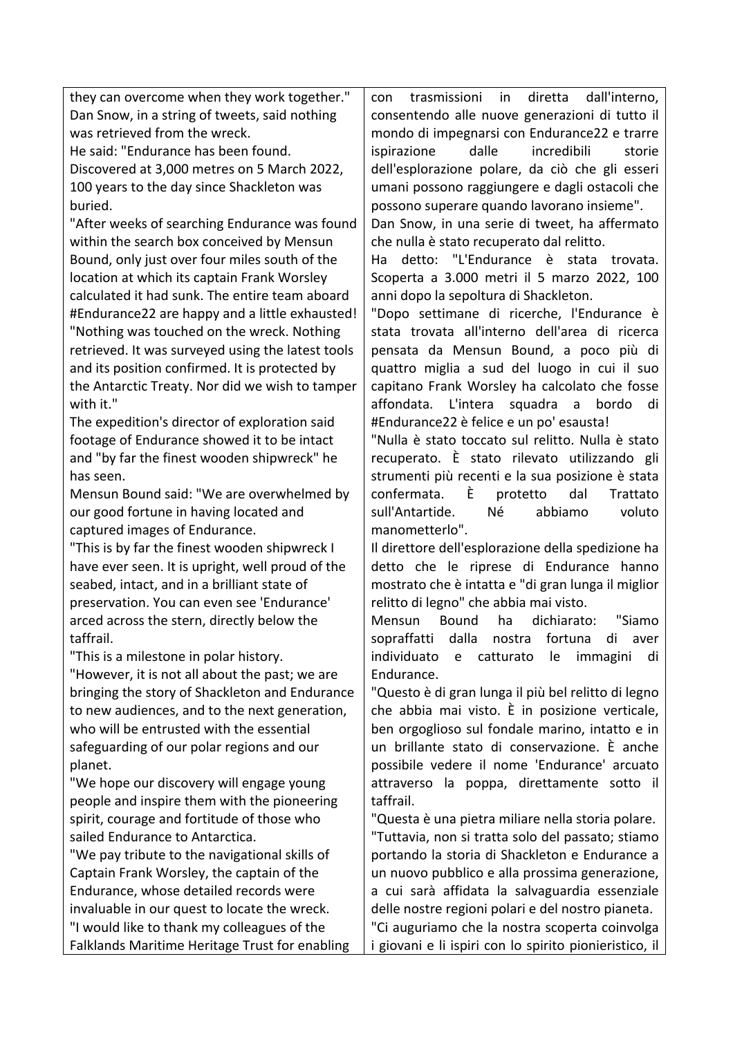| | |
|---|---|
| they can overcome when they work together."<br>Dan Snow, in a string of tweets, said nothing was retrieved from the wreck.<br>He said: "Endurance has been found. Discovered at 3,000 metres on 5 March 2022, 100 years to the day since Shackleton was buried.<br>"After weeks of searching Endurance was found within the search box conceived by Mensun Bound, only just over four miles south of the location at which its captain Frank Worsley calculated it had sunk. The entire team aboard #Endurance22 are happy and a little exhausted!<br>"Nothing was touched on the wreck. Nothing retrieved. It was surveyed using the latest tools and its position confirmed. It is protected by the Antarctic Treaty. Nor did we wish to tamper with it."<br>The expedition's director of exploration said footage of Endurance showed it to be intact and "by far the finest wooden shipwreck" he has seen.<br>Mensun Bound said: "We are overwhelmed by our good fortune in having located and captured images of Endurance.<br>"This is by far the finest wooden shipwreck I have ever seen. It is upright, well proud of the seabed, intact, and in a brilliant state of preservation. You can even see 'Endurance' arced across the stern, directly below the taffrail.<br>"This is a milestone in polar history.<br>"However, it is not all about the past; we are bringing the story of Shackleton and Endurance to new audiences, and to the next generation, who will be entrusted with the essential safeguarding of our polar regions and our planet.<br>"We hope our discovery will engage young people and inspire them with the pioneering spirit, courage and fortitude of those who sailed Endurance to Antarctica.<br>"We pay tribute to the navigational skills of Captain Frank Worsley, the captain of the Endurance, whose detailed records were invaluable in our quest to locate the wreck.<br>"I would like to thank my colleagues of the Falklands Maritime Heritage Trust for enabling | con trasmissioni in diretta dall'interno, consentendo alle nuove generazioni di tutto il mondo di impegnarsi con Endurance22 e trarre ispirazione dalle incredibili storie dell'esplorazione polare, da ciò che gli esseri umani possono raggiungere e dagli ostacoli che possono superare quando lavorano insieme".<br>Dan Snow, in una serie di tweet, ha affermato che nulla è stato recuperato dal relitto.<br>Ha detto: "L'Endurance è stata trovata. Scoperta a 3.000 metri il 5 marzo 2022, 100 anni dopo la sepoltura di Shackleton.<br>"Dopo settimane di ricerche, l'Endurance è stata trovata all'interno dell'area di ricerca pensata da Mensun Bound, a poco più di quattro miglia a sud del luogo in cui il suo capitano Frank Worsley ha calcolato che fosse affondata. L'intera squadra a bordo di #Endurance22 è felice e un po' esausta!<br>"Nulla è stato toccato sul relitto. Nulla è stato recuperato. È stato rilevato utilizzando gli strumenti più recenti e la sua posizione è stata confermata. È protetto dal Trattato sull'Antartide. Né abbiamo voluto manometterlo".<br>Il direttore dell'esplorazione della spedizione ha detto che le riprese di Endurance hanno mostrato che è intatta e "di gran lunga il miglior relitto di legno" che abbia mai visto.<br>Mensun Bound ha dichiarato: "Siamo sopraffatti dalla nostra fortuna di aver individuato e catturato le immagini di Endurance.<br>"Questo è di gran lunga il più bel relitto di legno che abbia mai visto. È in posizione verticale, ben orgoglioso sul fondale marino, intatto e in un brillante stato di conservazione. È anche possibile vedere il nome 'Endurance' arcuato attraverso la poppa, direttamente sotto il taffrail.<br>"Questa è una pietra miliare nella storia polare.<br>"Tuttavia, non si tratta solo del passato; stiamo portando la storia di Shackleton e Endurance a un nuovo pubblico e alla prossima generazione, a cui sarà affidata la salvaguardia essenziale delle nostre regioni polari e del nostro pianeta.<br>"Ci auguriamo che la nostra scoperta coinvolga i giovani e li ispiri con lo spirito pionieristico, il |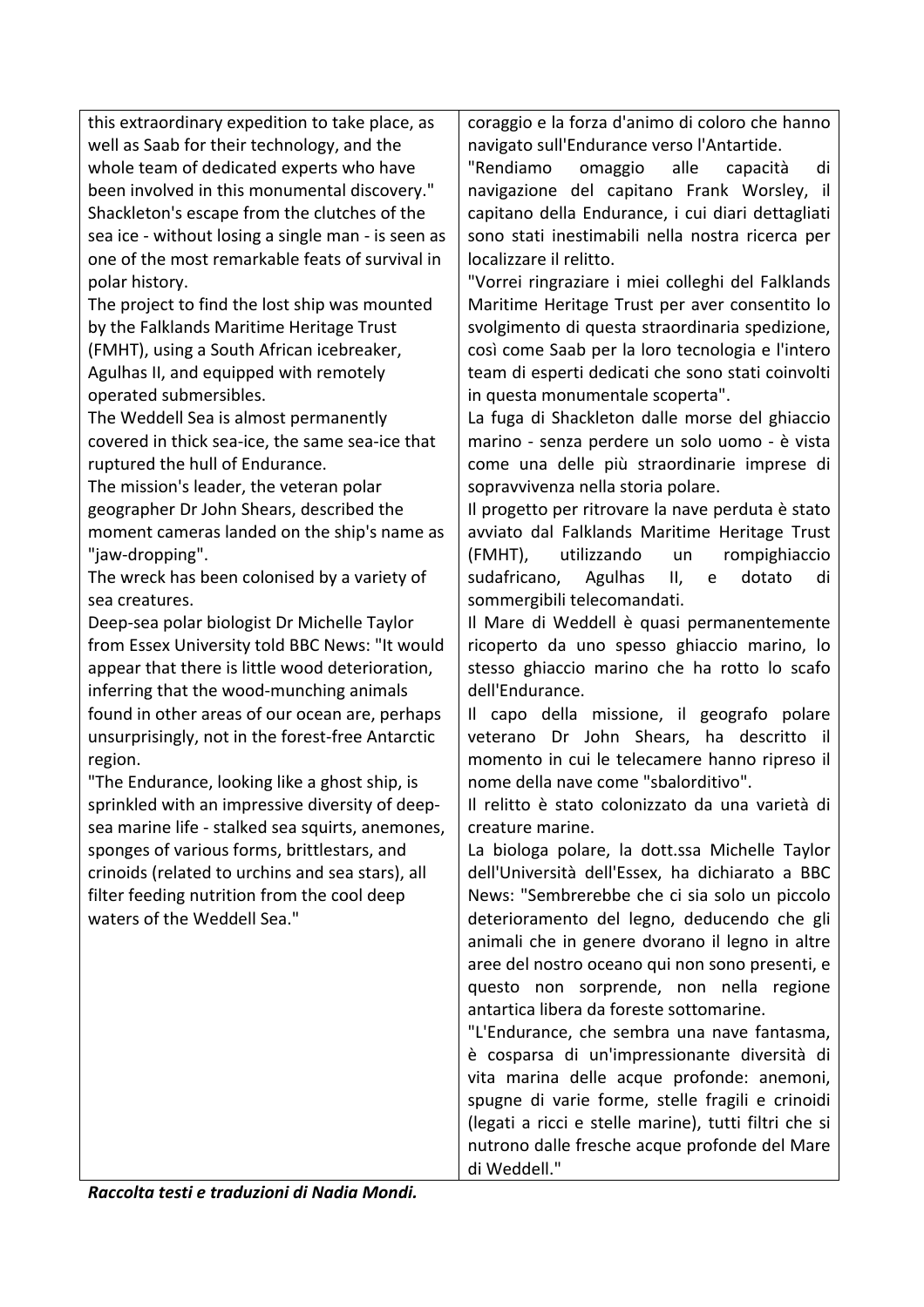| | |
|---|---|
| this extraordinary expedition to take place, as well as Saab for their technology, and the whole team of dedicated experts who have been involved in this monumental discovery."<br>Shackleton's escape from the clutches of the sea ice - without losing a single man - is seen as one of the most remarkable feats of survival in polar history.<br>The project to find the lost ship was mounted by the Falklands Maritime Heritage Trust (FMHT), using a South African icebreaker, Agulhas II, and equipped with remotely operated submersibles.<br>The Weddell Sea is almost permanently covered in thick sea-ice, the same sea-ice that ruptured the hull of Endurance.<br>The mission's leader, the veteran polar geographer Dr John Shears, described the moment cameras landed on the ship's name as "jaw-dropping".<br>The wreck has been colonised by a variety of sea creatures.<br>Deep-sea polar biologist Dr Michelle Taylor from Essex University told BBC News: "It would appear that there is little wood deterioration, inferring that the wood-munching animals found in other areas of our ocean are, perhaps unsurprisingly, not in the forest-free Antarctic region.<br>"The Endurance, looking like a ghost ship, is sprinkled with an impressive diversity of deep-sea marine life - stalked sea squirts, anemones, sponges of various forms, brittlestars, and crinoids (related to urchins and sea stars), all filter feeding nutrition from the cool deep waters of the Weddell Sea." | coraggio e la forza d'animo di coloro che hanno navigato sull'Endurance verso l'Antartide.<br>"Rendiamo omaggio alle capacità di navigazione del capitano Frank Worsley, il capitano della Endurance, i cui diari dettagliati sono stati inestimabili nella nostra ricerca per localizzare il relitto.<br>"Vorrei ringraziare i miei colleghi del Falklands Maritime Heritage Trust per aver consentito lo svolgimento di questa straordinaria spedizione, così come Saab per la loro tecnologia e l'intero team di esperti dedicati che sono stati coinvolti in questa monumentale scoperta".<br>La fuga di Shackleton dalle morse del ghiaccio marino - senza perdere un solo uomo - è vista come una delle più straordinarie imprese di sopravvivenza nella storia polare.<br>Il progetto per ritrovare la nave perduta è stato avviato dal Falklands Maritime Heritage Trust (FMHT), utilizzando un rompighiaccio sudafricano, Agulhas II, e dotato di sommergibili telecomandati.<br>Il Mare di Weddell è quasi permanentemente ricoperto da uno spesso ghiaccio marino, lo stesso ghiaccio marino che ha rotto lo scafo dell'Endurance.<br>Il capo della missione, il geografo polare veterano Dr John Shears, ha descritto il momento in cui le telecamere hanno ripreso il nome della nave come "sbalorditivo".<br>Il relitto è stato colonizzato da una varietà di creature marine.<br>La biologa polare, la dott.ssa Michelle Taylor dell'Università dell'Essex, ha dichiarato a BBC News: "Sembrerebbe che ci sia solo un piccolo deterioramento del legno, deducendo che gli animali che in genere dvorano il legno in altre aree del nostro oceano qui non sono presenti, e questo non sorprende, non nella regione antartica libera da foreste sottomarine.<br>"L'Endurance, che sembra una nave fantasma, è cosparsa di un'impressionante diversità di vita marina delle acque profonde: anemoni, spugne di varie forme, stelle fragili e crinoidi (legati a ricci e stelle marine), tutti filtri che si nutrono dalle fresche acque profonde del Mare di Weddell." |

***Raccolta testi e traduzioni di Nadia Mondi.***